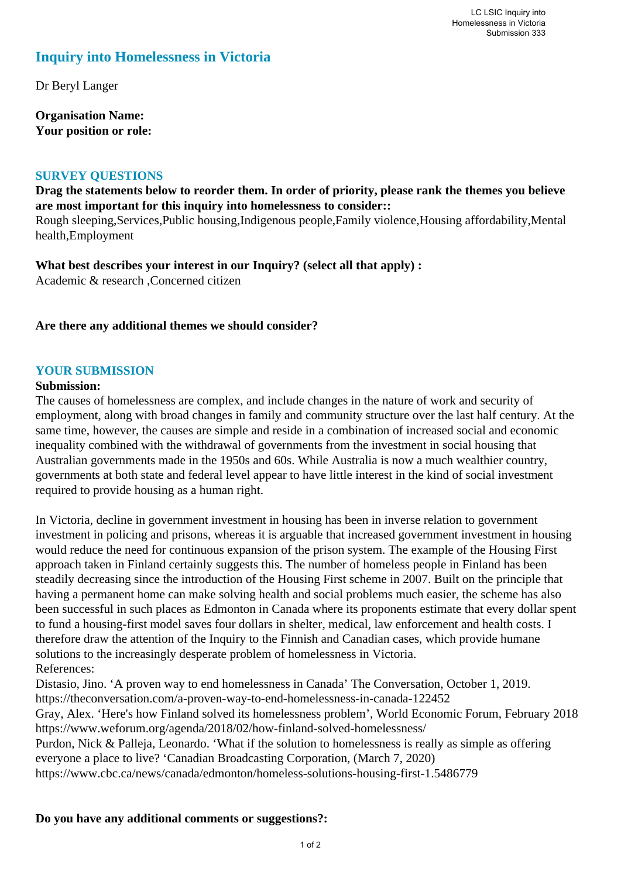# Inquiry into Homelessness in Victoria

Dr Beryl Langer

**Organisation Name:**
**Your position or role:**

## SURVEY QUESTIONS

**Drag the statements below to reorder them. In order of priority, please rank the themes you believe are most important for this inquiry into homelessness to consider::**
Rough sleeping,Services,Public housing,Indigenous people,Family violence,Housing affordability,Mental health,Employment

**What best describes your interest in our Inquiry? (select all that apply) :**
Academic & research ,Concerned citizen

**Are there any additional themes we should consider?**

## YOUR SUBMISSION

**Submission:**
The causes of homelessness are complex, and include changes in the nature of work and security of employment, along with broad changes in family and community structure over the last half century. At the same time, however, the causes are simple and reside in a combination of increased social and economic inequality combined with the withdrawal of governments from the investment in social housing that Australian governments made in the 1950s and 60s. While Australia is now a much wealthier country, governments at both state and federal level appear to have little interest in the kind of social investment required to provide housing as a human right.

In Victoria, decline in government investment in housing has been in inverse relation to government investment in policing and prisons, whereas it is arguable that increased government investment in housing would reduce the need for continuous expansion of the prison system. The example of the Housing First approach taken in Finland certainly suggests this. The number of homeless people in Finland has been steadily decreasing since the introduction of the Housing First scheme in 2007. Built on the principle that having a permanent home can make solving health and social problems much easier, the scheme has also been successful in such places as Edmonton in Canada where its proponents estimate that every dollar spent to fund a housing-first model saves four dollars in shelter, medical, law enforcement and health costs. I therefore draw the attention of the Inquiry to the Finnish and Canadian cases, which provide humane solutions to the increasingly desperate problem of homelessness in Victoria.
References:
Distasio, Jino. 'A proven way to end homelessness in Canada' The Conversation, October 1, 2019.
https://theconversation.com/a-proven-way-to-end-homelessness-in-canada-122452
Gray, Alex. 'Here's how Finland solved its homelessness problem', World Economic Forum, February 2018
https://www.weforum.org/agenda/2018/02/how-finland-solved-homelessness/
Purdon, Nick & Palleja, Leonardo. 'What if the solution to homelessness is really as simple as offering everyone a place to live? 'Canadian Broadcasting Corporation, (March 7, 2020)
https://www.cbc.ca/news/canada/edmonton/homeless-solutions-housing-first-1.5486779

**Do you have any additional comments or suggestions?:**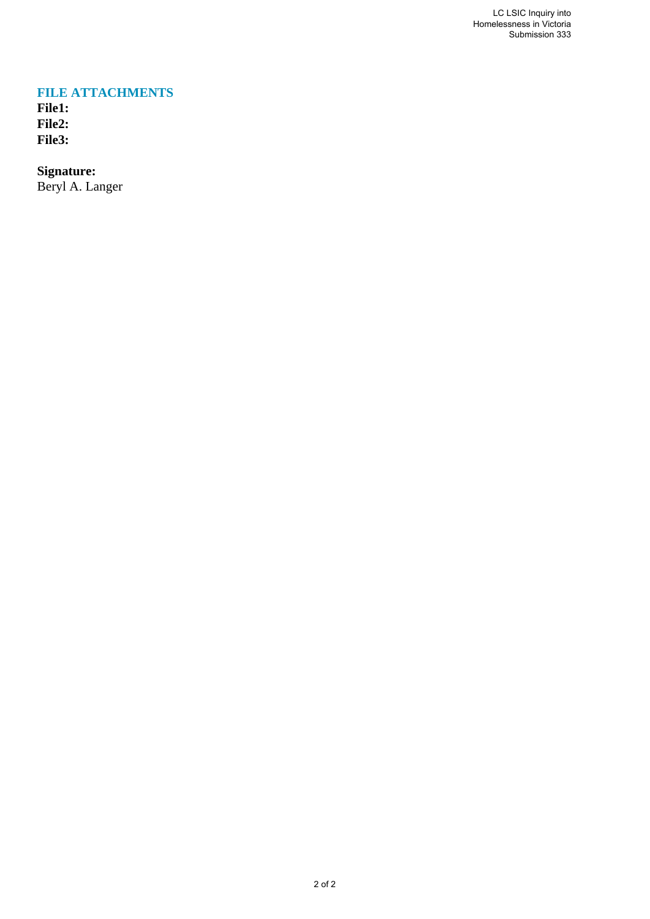## FILE ATTACHMENTS

**File1:**
**File2:**
**File3:**

**Signature:**
Beryl A. Langer